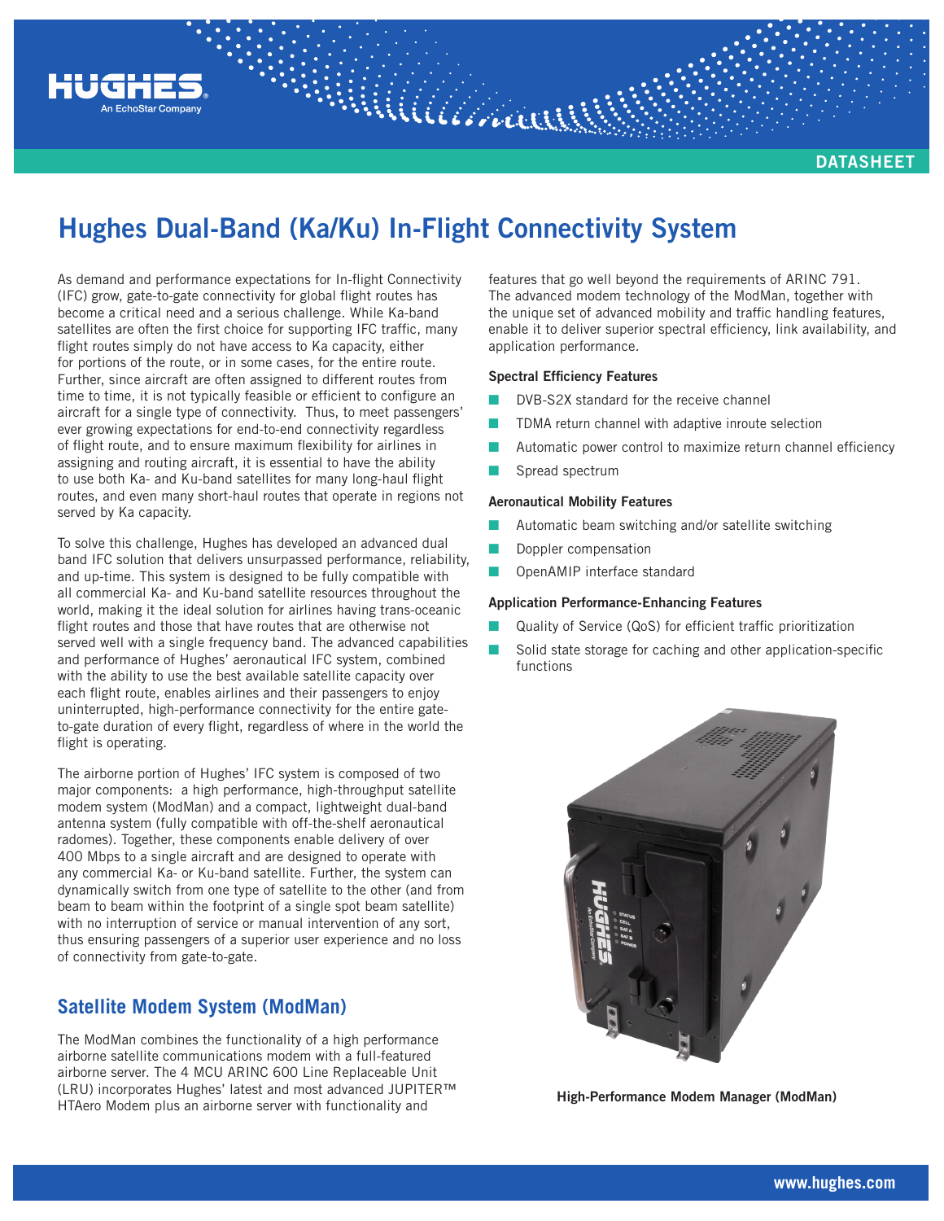# Hughes Dual-Band (Ka/Ku) In-Flight Connectivity System

As demand and performance expectations for In-flight Connectivity (IFC) grow, gate-to-gate connectivity for global flight routes has become a critical need and a serious challenge. While Ka-band satellites are often the first choice for supporting IFC traffic, many flight routes simply do not have access to Ka capacity, either for portions of the route, or in some cases, for the entire route. Further, since aircraft are often assigned to different routes from time to time, it is not typically feasible or efficient to configure an aircraft for a single type of connectivity. Thus, to meet passengers' ever growing expectations for end-to-end connectivity regardless of flight route, and to ensure maximum flexibility for airlines in assigning and routing aircraft, it is essential to have the ability to use both Ka- and Ku-band satellites for many long-haul flight routes, and even many short-haul routes that operate in regions not served by Ka capacity.

To solve this challenge, Hughes has developed an advanced dual band IFC solution that delivers unsurpassed performance, reliability, and up-time. This system is designed to be fully compatible with all commercial Ka- and Ku-band satellite resources throughout the world, making it the ideal solution for airlines having trans-oceanic flight routes and those that have routes that are otherwise not served well with a single frequency band. The advanced capabilities and performance of Hughes' aeronautical IFC system, combined with the ability to use the best available satellite capacity over each flight route, enables airlines and their passengers to enjoy uninterrupted, high-performance connectivity for the entire gate-to-gate duration of every flight, regardless of where in the world the flight is operating.

The airborne portion of Hughes' IFC system is composed of two major components: a high performance, high-throughput satellite modem system (ModMan) and a compact, lightweight dual-band antenna system (fully compatible with off-the-shelf aeronautical radomes). Together, these components enable delivery of over 400 Mbps to a single aircraft and are designed to operate with any commercial Ka- or Ku-band satellite. Further, the system can dynamically switch from one type of satellite to the other (and from beam to beam within the footprint of a single spot beam satellite) with no interruption of service or manual intervention of any sort, thus ensuring passengers of a superior user experience and no loss of connectivity from gate-to-gate.

## Satellite Modem System (ModMan)

The ModMan combines the functionality of a high performance airborne satellite communications modem with a full-featured airborne server. The 4 MCU ARINC 600 Line Replaceable Unit (LRU) incorporates Hughes' latest and most advanced JUPITER™ HTAero Modem plus an airborne server with functionality and features that go well beyond the requirements of ARINC 791. The advanced modem technology of the ModMan, together with the unique set of advanced mobility and traffic handling features, enable it to deliver superior spectral efficiency, link availability, and application performance.

**Spectral Efficiency Features**

- DVB-S2X standard for the receive channel
- TDMA return channel with adaptive inroute selection
- Automatic power control to maximize return channel efficiency
- Spread spectrum

**Aeronautical Mobility Features**

- Automatic beam switching and/or satellite switching
- Doppler compensation
- OpenAMIP interface standard

**Application Performance-Enhancing Features**

- Quality of Service (QoS) for efficient traffic prioritization
- Solid state storage for caching and other application-specific functions

**High-Performance Modem Manager (ModMan)**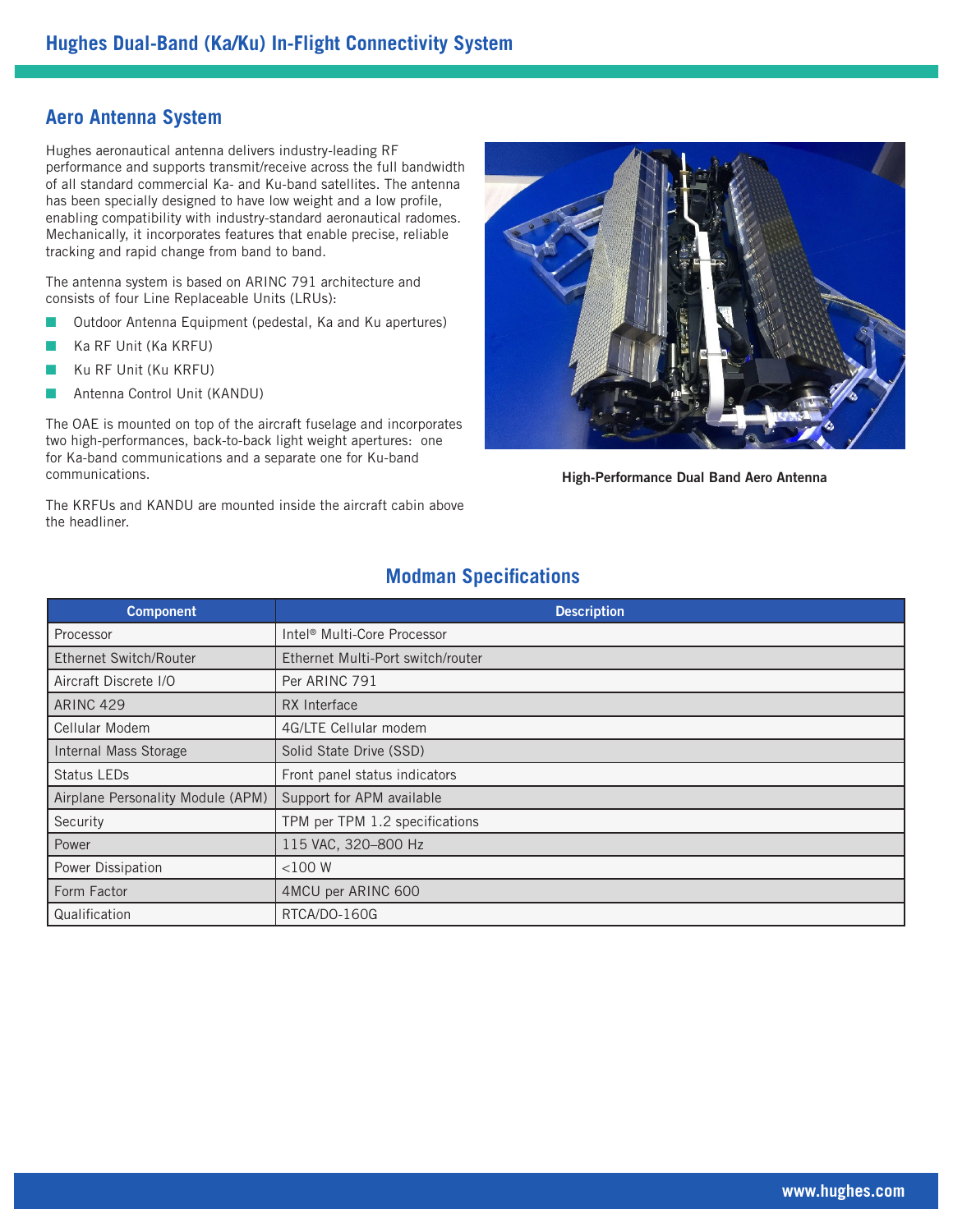## Aero Antenna System

Hughes aeronautical antenna delivers industry-leading RF performance and supports transmit/receive across the full bandwidth of all standard commercial Ka- and Ku-band satellites. The antenna has been specially designed to have low weight and a low profile, enabling compatibility with industry-standard aeronautical radomes. Mechanically, it incorporates features that enable precise, reliable tracking and rapid change from band to band.

The antenna system is based on ARINC 791 architecture and consists of four Line Replaceable Units (LRUs):

- Outdoor Antenna Equipment (pedestal, Ka and Ku apertures)
- Ka RF Unit (Ka KRFU)
- Ku RF Unit (Ku KRFU)
- Antenna Control Unit (KANDU)

The OAE is mounted on top of the aircraft fuselage and incorporates two high-performances, back-to-back light weight apertures: one for Ka-band communications and a separate one for Ku-band communications.

The KRFUs and KANDU are mounted inside the aircraft cabin above the headliner.

**High-Performance Dual Band Aero Antenna**

## Modman Specifications

| Component | Description |
|---|---|
| Processor | Intel® Multi-Core Processor |
| Ethernet Switch/Router | Ethernet Multi-Port switch/router |
| Aircraft Discrete I/O | Per ARINC 791 |
| ARINC 429 | RX Interface |
| Cellular Modem | 4G/LTE Cellular modem |
| Internal Mass Storage | Solid State Drive (SSD) |
| Status LEDs | Front panel status indicators |
| Airplane Personality Module (APM) | Support for APM available |
| Security | TPM per TPM 1.2 specifications |
| Power | 115 VAC, 320–800 Hz |
| Power Dissipation | <100 W |
| Form Factor | 4MCU per ARINC 600 |
| Qualification | RTCA/DO-160G |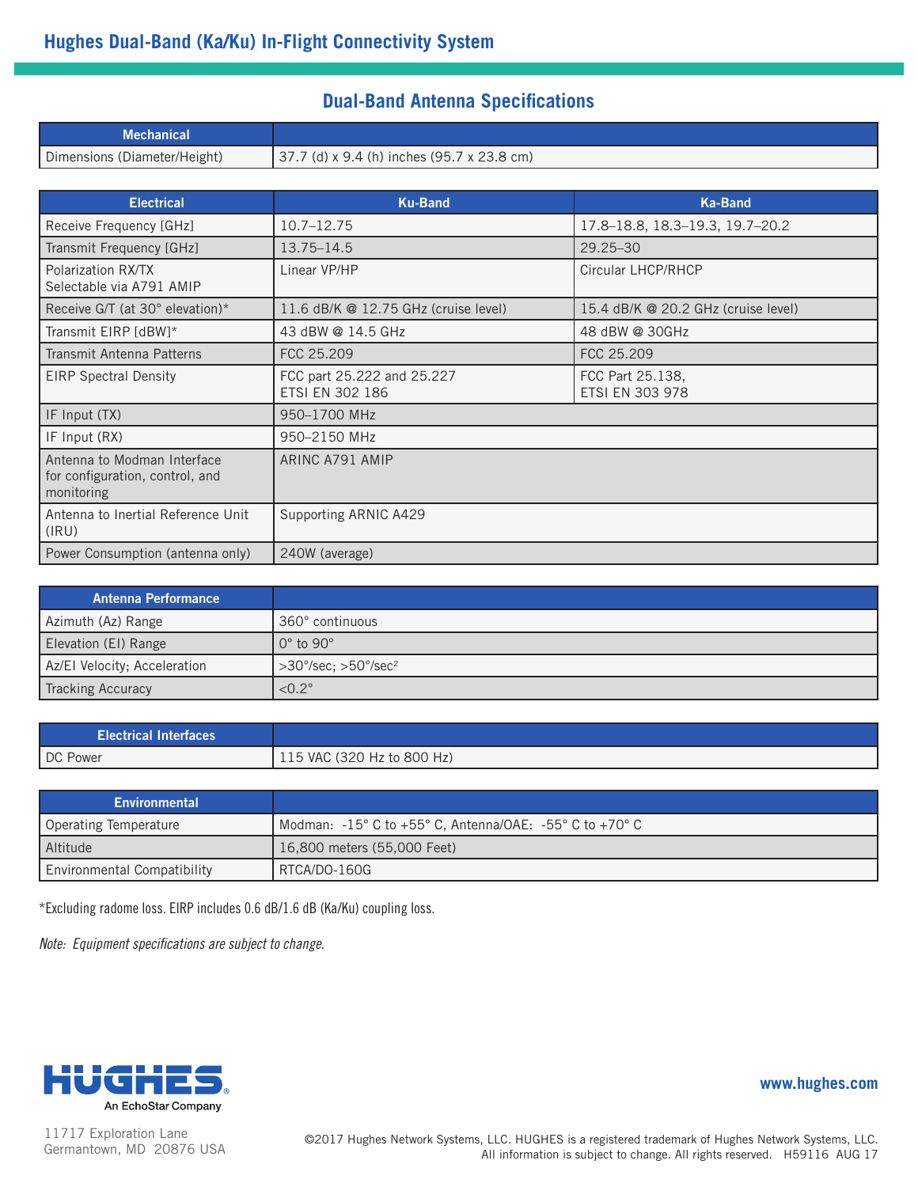# Hughes Dual-Band (Ka/Ku) In-Flight Connectivity System

## Dual-Band Antenna Specifications

| Mechanical | |
|---|---|
| Dimensions (Diameter/Height) | 37.7 (d) x 9.4 (h) inches (95.7 x 23.8 cm) |

| Electrical | Ku-Band | Ka-Band |
|---|---|---|
| Receive Frequency [GHz] | 10.7–12.75 | 17.8–18.8, 18.3–19.3, 19.7–20.2 |
| Transmit Frequency [GHz] | 13.75–14.5 | 29.25–30 |
| Polarization RX/TX Selectable via A791 AMIP | Linear VP/HP | Circular LHCP/RHCP |
| Receive G/T (at 30° elevation)* | 11.6 dB/K @ 12.75 GHz (cruise level) | 15.4 dB/K @ 20.2 GHz (cruise level) |
| Transmit EIRP [dBW]* | 43 dBW @ 14.5 GHz | 48 dBW @ 30GHz |
| Transmit Antenna Patterns | FCC 25.209 | FCC 25.209 |
| EIRP Spectral Density | FCC part 25.222 and 25.227 ETSI EN 302 186 | FCC Part 25.138, ETSI EN 303 978 |
| IF Input (TX) | 950–1700 MHz | |
| IF Input (RX) | 950–2150 MHz | |
| Antenna to Modman Interface for configuration, control, and monitoring | ARINC A791 AMIP | |
| Antenna to Inertial Reference Unit (IRU) | Supporting ARNIC A429 | |
| Power Consumption (antenna only) | 240W (average) | |

| Antenna Performance | |
|---|---|
| Azimuth (Az) Range | 360° continuous |
| Elevation (El) Range | 0° to 90° |
| Az/El Velocity; Acceleration | >30°/sec; >50°/sec² |
| Tracking Accuracy | <0.2° |

| Electrical Interfaces | |
|---|---|
| DC Power | 115 VAC (320 Hz to 800 Hz) |

| Environmental | |
|---|---|
| Operating Temperature | Modman: -15° C to +55° C, Antenna/OAE: -55° C to +70° C |
| Altitude | 16,800 meters (55,000 Feet) |
| Environmental Compatibility | RTCA/DO-160G |

*Excluding radome loss. EIRP includes 0.6 dB/1.6 dB (Ka/Ku) coupling loss.

*Note: Equipment specifications are subject to change.*

HUGHES
An EchoStar Company

www.hughes.com

11717 Exploration Lane
Germantown, MD 20876 USA

©2017 Hughes Network Systems, LLC. HUGHES is a registered trademark of Hughes Network Systems, LLC. All information is subject to change. All rights reserved. H59116 AUG 17